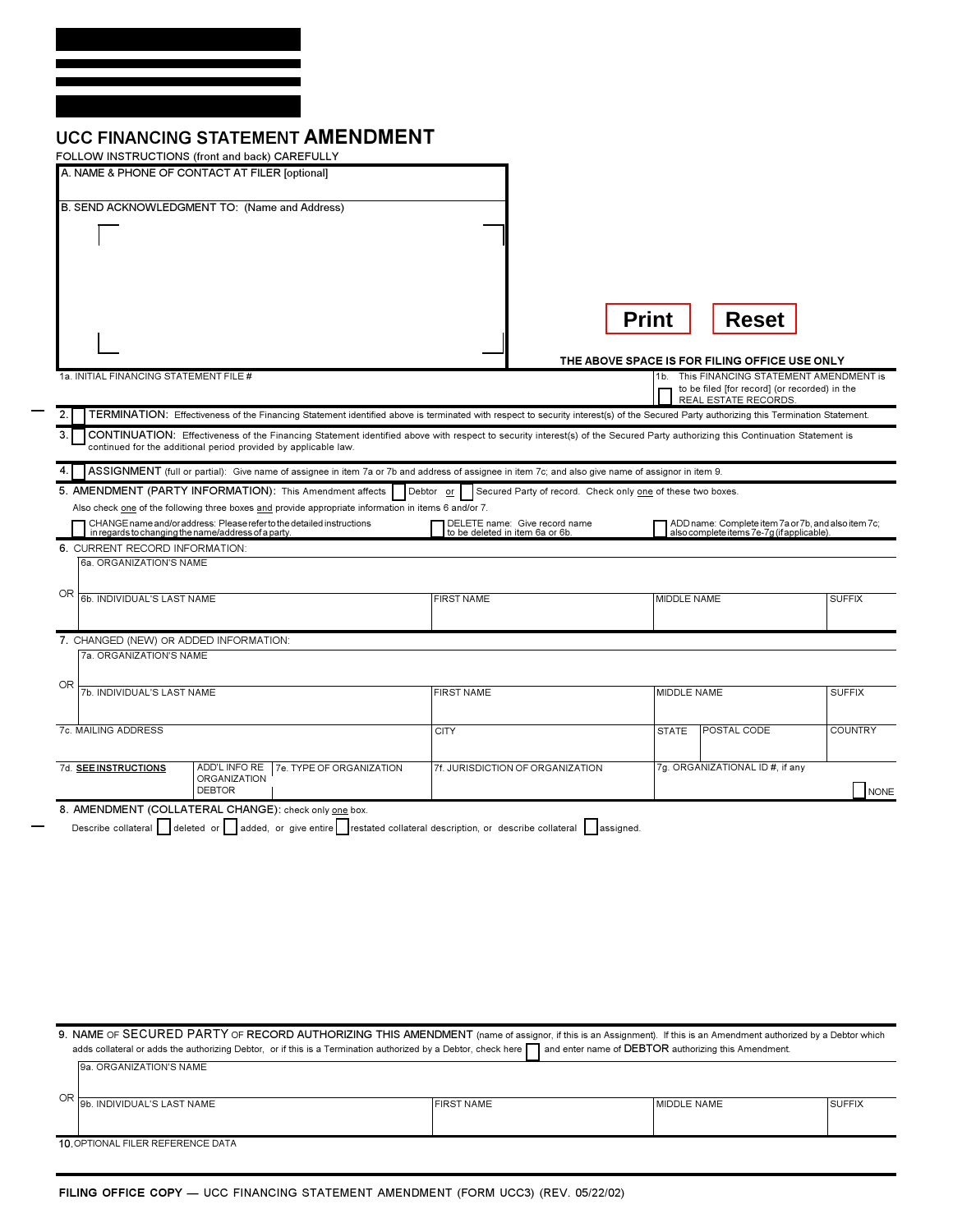# UCC FINANCING STATEMENT AMENDMENT

FOLLOW INSTRUCTIONS (front and back) CAREFULLY

A. NAME & PHONE OF CONTACT AT FILER [optional]

B. SEND ACKNOWLEDGMENT TO: (Name and Address)

Print Reset

THE ABOVE SPACE IS FOR FILING OFFICE USE ONLY

1a. INITIAL FINANCING STATEMENT FILE #

1b. ☐ This FINANCING STATEMENT AMENDMENT is to be filed [for record] (or recorded) in the REAL ESTATE RECORDS.

2. ☐ TERMINATION: Effectiveness of the Financing Statement identified above is terminated with respect to security interest(s) of the Secured Party authorizing this Termination Statement.

3. ☐ CONTINUATION: Effectiveness of the Financing Statement identified above with respect to security interest(s) of the Secured Party authorizing this Continuation Statement is continued for the additional period provided by applicable law.

4. ☐ ASSIGNMENT (full or partial): Give name of assignee in item 7a or 7b and address of assignee in item 7c; and also give name of assignor in item 9.

5. AMENDMENT (PARTY INFORMATION): This Amendment affects ☐ Debtor or ☐ Secured Party of record. Check only one of these two boxes.

Also check one of the following three boxes and provide appropriate information in items 6 and/or 7.

☐ CHANGE name and/or address: Please refer to the detailed instructions in regards to changing the name/address of a party.
☐ DELETE name: Give record name to be deleted in item 6a or 6b.
☐ ADD name: Complete item 7a or 7b, and also item 7c; also complete items 7e-7g (if applicable).

6. CURRENT RECORD INFORMATION:

| 6a. ORGANIZATION'S NAME | | | |
|---|---|---|---|
| OR 6b. INDIVIDUAL'S LAST NAME | FIRST NAME | MIDDLE NAME | SUFFIX |

7. CHANGED (NEW) OR ADDED INFORMATION:

| 7a. ORGANIZATION'S NAME | | | | | |
|---|---|---|---|---|---|
| OR 7b. INDIVIDUAL'S LAST NAME | | FIRST NAME | MIDDLE NAME | | SUFFIX |
| 7c. MAILING ADDRESS | | CITY | STATE | POSTAL CODE | COUNTRY |
| 7d. SEE INSTRUCTIONS | ADD'L INFO RE ORGANIZATION DEBTOR / 7e. TYPE OF ORGANIZATION | 7f. JURISDICTION OF ORGANIZATION | 7g. ORGANIZATIONAL ID #, if any | | ☐ NONE |

8. AMENDMENT (COLLATERAL CHANGE): check only one box.

Describe collateral ☐ deleted or ☐ added, or give entire ☐ restated collateral description, or describe collateral ☐ assigned.

9. NAME OF SECURED PARTY OF RECORD AUTHORIZING THIS AMENDMENT (name of assignor, if this is an Assignment). If this is an Amendment authorized by a Debtor which adds collateral or adds the authorizing Debtor, or if this is a Termination authorized by a Debtor, check here ☐ and enter name of DEBTOR authorizing this Amendment.

| 9a. ORGANIZATION'S NAME | | | |
|---|---|---|---|
| OR 9b. INDIVIDUAL'S LAST NAME | FIRST NAME | MIDDLE NAME | SUFFIX |

10. OPTIONAL FILER REFERENCE DATA

FILING OFFICE COPY — UCC FINANCING STATEMENT AMENDMENT (FORM UCC3) (REV. 05/22/02)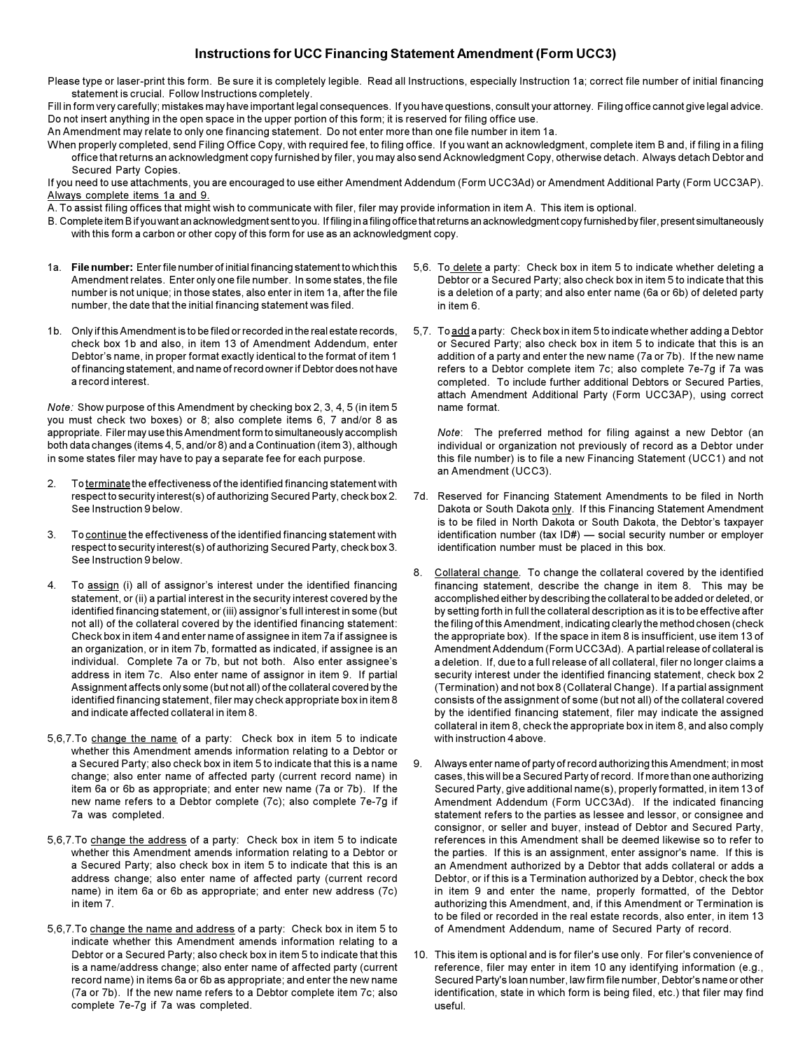## Instructions for UCC Financing Statement Amendment (Form UCC3)

Please type or laser-print this form. Be sure it is completely legible. Read all Instructions, especially Instruction 1a; correct file number of initial financing statement is crucial. Follow Instructions completely.

Fill in form very carefully; mistakes may have important legal consequences. If you have questions, consult your attorney. Filing office cannot give legal advice.

Do not insert anything in the open space in the upper portion of this form; it is reserved for filing office use.

An Amendment may relate to only one financing statement. Do not enter more than one file number in item 1a.

When properly completed, send Filing Office Copy, with required fee, to filing office. If you want an acknowledgment, complete item B and, if filing in a filing office that returns an acknowledgment copy furnished by filer, you may also send Acknowledgment Copy, otherwise detach. Always detach Debtor and Secured Party Copies.

If you need to use attachments, you are encouraged to use either Amendment Addendum (Form UCC3Ad) or Amendment Additional Party (Form UCC3AP). Always complete items 1a and 9.

A. To assist filing offices that might wish to communicate with filer, filer may provide information in item A. This item is optional.

B. Complete item B if you want an acknowledgment sent to you. If filing in a filing office that returns an acknowledgment copy furnished by filer, present simultaneously with this form a carbon or other copy of this form for use as an acknowledgment copy.

1a. **File number:** Enter file number of initial financing statement to which this Amendment relates. Enter only one file number. In some states, the file number is not unique; in those states, also enter in item 1a, after the file number, the date that the initial financing statement was filed.

1b. Only if this Amendment is to be filed or recorded in the real estate records, check box 1b and also, in item 13 of Amendment Addendum, enter Debtor's name, in proper format exactly identical to the format of item 1 of financing statement, and name of record owner if Debtor does not have a record interest.

*Note:* Show purpose of this Amendment by checking box 2, 3, 4, 5 (in item 5 you must check two boxes) or 8; also complete items 6, 7 and/or 8 as appropriate. Filer may use this Amendment form to simultaneously accomplish both data changes (items 4, 5, and/or 8) and a Continuation (item 3), although in some states filer may have to pay a separate fee for each purpose.

2. To terminate the effectiveness of the identified financing statement with respect to security interest(s) of authorizing Secured Party, check box 2. See Instruction 9 below.

3. To continue the effectiveness of the identified financing statement with respect to security interest(s) of authorizing Secured Party, check box 3. See Instruction 9 below.

4. To assign (i) all of assignor's interest under the identified financing statement, or (ii) a partial interest in the security interest covered by the identified financing statement, or (iii) assignor's full interest in some (but not all) of the collateral covered by the identified financing statement: Check box in item 4 and enter name of assignee in item 7a if assignee is an organization, or in item 7b, formatted as indicated, if assignee is an individual. Complete 7a or 7b, but not both. Also enter assignee's address in item 7c. Also enter name of assignor in item 9. If partial Assignment affects only some (but not all) of the collateral covered by the identified financing statement, filer may check appropriate box in item 8 and indicate affected collateral in item 8.

5,6,7. To change the name of a party: Check box in item 5 to indicate whether this Amendment amends information relating to a Debtor or a Secured Party; also check box in item 5 to indicate that this is a name change; also enter name of affected party (current record name) in item 6a or 6b as appropriate; and enter new name (7a or 7b). If the new name refers to a Debtor complete (7c); also complete 7e-7g if 7a was completed.

5,6,7. To change the address of a party: Check box in item 5 to indicate whether this Amendment amends information relating to a Debtor or a Secured Party; also check box in item 5 to indicate that this is an address change; also enter name of affected party (current record name) in item 6a or 6b as appropriate; and enter new address (7c) in item 7.

5,6,7. To change the name and address of a party: Check box in item 5 to indicate whether this Amendment amends information relating to a Debtor or a Secured Party; also check box in item 5 to indicate that this is a name/address change; also enter name of affected party (current record name) in items 6a or 6b as appropriate; and enter the new name (7a or 7b). If the new name refers to a Debtor complete item 7c; also complete 7e-7g if 7a was completed.

5,6. To delete a party: Check box in item 5 to indicate whether deleting a Debtor or a Secured Party; also check box in item 5 to indicate that this is a deletion of a party; and also enter name (6a or 6b) of deleted party in item 6.

5,7. To add a party: Check box in item 5 to indicate whether adding a Debtor or Secured Party; also check box in item 5 to indicate that this is an addition of a party and enter the new name (7a or 7b). If the new name refers to a Debtor complete item 7c; also complete 7e-7g if 7a was completed. To include further additional Debtors or Secured Parties, attach Amendment Additional Party (Form UCC3AP), using correct name format.

*Note:* The preferred method for filing against a new Debtor (an individual or organization not previously of record as a Debtor under this file number) is to file a new Financing Statement (UCC1) and not an Amendment (UCC3).

7d. Reserved for Financing Statement Amendments to be filed in North Dakota or South Dakota only. If this Financing Statement Amendment is to be filed in North Dakota or South Dakota, the Debtor's taxpayer identification number (tax ID#) — social security number or employer identification number must be placed in this box.

8. Collateral change. To change the collateral covered by the identified financing statement, describe the change in item 8. This may be accomplished either by describing the collateral to be added or deleted, or by setting forth in full the collateral description as it is to be effective after the filing of this Amendment, indicating clearly the method chosen (check the appropriate box). If the space in item 8 is insufficient, use item 13 of Amendment Addendum (Form UCC3Ad). A partial release of collateral is a deletion. If, due to a full release of all collateral, filer no longer claims a security interest under the identified financing statement, check box 2 (Termination) and not box 8 (Collateral Change). If a partial assignment consists of the assignment of some (but not all) of the collateral covered by the identified financing statement, filer may indicate the assigned collateral in item 8, check the appropriate box in item 8, and also comply with instruction 4 above.

9. Always enter name of party of record authorizing this Amendment; in most cases, this will be a Secured Party of record. If more than one authorizing Secured Party, give additional name(s), properly formatted, in item 13 of Amendment Addendum (Form UCC3Ad). If the indicated financing statement refers to the parties as lessee and lessor, or consignee and consignor, or seller and buyer, instead of Debtor and Secured Party, references in this Amendment shall be deemed likewise so to refer to the parties. If this is an assignment, enter assignor's name. If this is an Amendment authorized by a Debtor that adds collateral or adds a Debtor, or if this is a Termination authorized by a Debtor, check the box in item 9 and enter the name, properly formatted, of the Debtor authorizing this Amendment, and, if this Amendment or Termination is to be filed or recorded in the real estate records, also enter, in item 13 of Amendment Addendum, name of Secured Party of record.

10. This item is optional and is for filer's use only. For filer's convenience of reference, filer may enter in item 10 any identifying information (e.g., Secured Party's loan number, law firm file number, Debtor's name or other identification, state in which form is being filed, etc.) that filer may find useful.